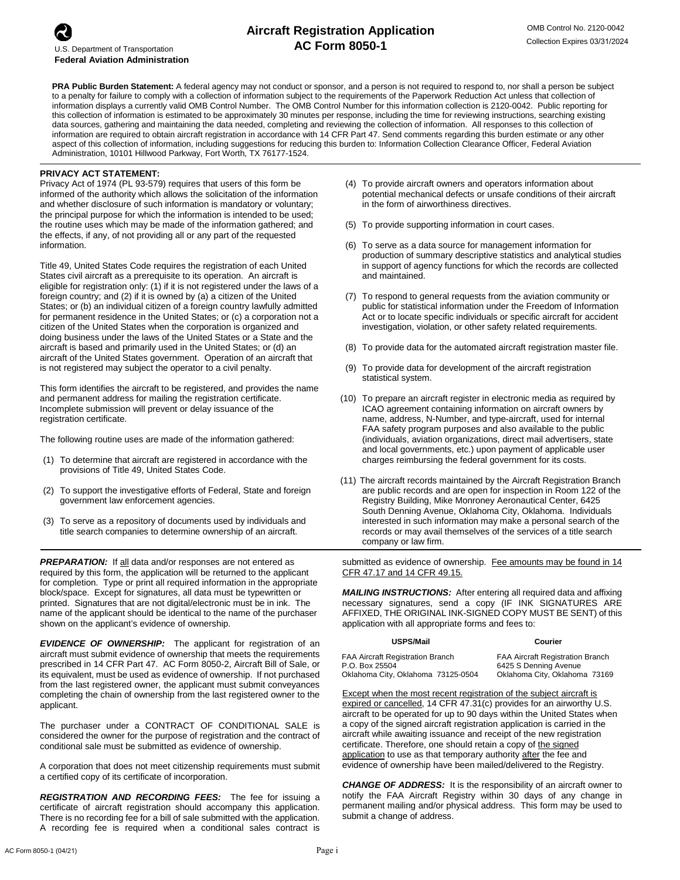U.S. Department of Transportation
**Federal Aviation Administration**

# Aircraft Registration Application
# AC Form 8050-1

OMB Control No. 2120-0042
Collection Expires 03/31/2024

**PRA Public Burden Statement:** A federal agency may not conduct or sponsor, and a person is not required to respond to, nor shall a person be subject to a penalty for failure to comply with a collection of information subject to the requirements of the Paperwork Reduction Act unless that collection of information displays a currently valid OMB Control Number. The OMB Control Number for this information collection is 2120-0042. Public reporting for this collection of information is estimated to be approximately 30 minutes per response, including the time for reviewing instructions, searching existing data sources, gathering and maintaining the data needed, completing and reviewing the collection of information. All responses to this collection of information are required to obtain aircraft registration in accordance with 14 CFR Part 47. Send comments regarding this burden estimate or any other aspect of this collection of information, including suggestions for reducing this burden to: Information Collection Clearance Officer, Federal Aviation Administration, 10101 Hillwood Parkway, Fort Worth, TX 76177-1524.

**PRIVACY ACT STATEMENT:**

Privacy Act of 1974 (PL 93-579) requires that users of this form be informed of the authority which allows the solicitation of the information and whether disclosure of such information is mandatory or voluntary; the principal purpose for which the information is intended to be used; the routine uses which may be made of the information gathered; and the effects, if any, of not providing all or any part of the requested information.

Title 49, United States Code requires the registration of each United States civil aircraft as a prerequisite to its operation. An aircraft is eligible for registration only: (1) if it is not registered under the laws of a foreign country; and (2) if it is owned by (a) a citizen of the United States; or (b) an individual citizen of a foreign country lawfully admitted for permanent residence in the United States; or (c) a corporation not a citizen of the United States when the corporation is organized and doing business under the laws of the United States or a State and the aircraft is based and primarily used in the United States; or (d) an aircraft of the United States government. Operation of an aircraft that is not registered may subject the operator to a civil penalty.

This form identifies the aircraft to be registered, and provides the name and permanent address for mailing the registration certificate. Incomplete submission will prevent or delay issuance of the registration certificate.

The following routine uses are made of the information gathered:

(1) To determine that aircraft are registered in accordance with the provisions of Title 49, United States Code.

(2) To support the investigative efforts of Federal, State and foreign government law enforcement agencies.

(3) To serve as a repository of documents used by individuals and title search companies to determine ownership of an aircraft.

(4) To provide aircraft owners and operators information about potential mechanical defects or unsafe conditions of their aircraft in the form of airworthiness directives.

(5) To provide supporting information in court cases.

(6) To serve as a data source for management information for production of summary descriptive statistics and analytical studies in support of agency functions for which the records are collected and maintained.

(7) To respond to general requests from the aviation community or public for statistical information under the Freedom of Information Act or to locate specific individuals or specific aircraft for accident investigation, violation, or other safety related requirements.

(8) To provide data for the automated aircraft registration master file.

(9) To provide data for development of the aircraft registration statistical system.

(10) To prepare an aircraft register in electronic media as required by ICAO agreement containing information on aircraft owners by name, address, N-Number, and type-aircraft, used for internal FAA safety program purposes and also available to the public (individuals, aviation organizations, direct mail advertisers, state and local governments, etc.) upon payment of applicable user charges reimbursing the federal government for its costs.

(11) The aircraft records maintained by the Aircraft Registration Branch are public records and are open for inspection in Room 122 of the Registry Building, Mike Monroney Aeronautical Center, 6425 South Denning Avenue, Oklahoma City, Oklahoma. Individuals interested in such information may make a personal search of the records or may avail themselves of the services of a title search company or law firm.

***PREPARATION:*** If all data and/or responses are not entered as required by this form, the application will be returned to the applicant for completion. Type or print all required information in the appropriate block/space. Except for signatures, all data must be typewritten or printed. Signatures that are not digital/electronic must be in ink. The name of the applicant should be identical to the name of the purchaser shown on the applicant's evidence of ownership.

***EVIDENCE OF OWNERSHIP:*** The applicant for registration of an aircraft must submit evidence of ownership that meets the requirements prescribed in 14 CFR Part 47. AC Form 8050-2, Aircraft Bill of Sale, or its equivalent, must be used as evidence of ownership. If not purchased from the last registered owner, the applicant must submit conveyances completing the chain of ownership from the last registered owner to the applicant.

The purchaser under a CONTRACT OF CONDITIONAL SALE is considered the owner for the purpose of registration and the contract of conditional sale must be submitted as evidence of ownership.

A corporation that does not meet citizenship requirements must submit a certified copy of its certificate of incorporation.

***REGISTRATION AND RECORDING FEES:*** The fee for issuing a certificate of aircraft registration should accompany this application. There is no recording fee for a bill of sale submitted with the application. A recording fee is required when a conditional sales contract is submitted as evidence of ownership. Fee amounts may be found in 14 CFR 47.17 and 14 CFR 49.15.

***MAILING INSTRUCTIONS:*** After entering all required data and affixing necessary signatures, send a copy (IF INK SIGNATURES ARE AFFIXED, THE ORIGINAL INK-SIGNED COPY MUST BE SENT) of this application with all appropriate forms and fees to:

| USPS/Mail | Courier |
|---|---|
| FAA Aircraft Registration Branch<br>P.O. Box 25504<br>Oklahoma City, Oklahoma 73125-0504 | FAA Aircraft Registration Branch<br>6425 S Denning Avenue<br>Oklahoma City, Oklahoma 73169 |

Except when the most recent registration of the subject aircraft is expired or cancelled, 14 CFR 47.31(c) provides for an airworthy U.S. aircraft to be operated for up to 90 days within the United States when a copy of the signed aircraft registration application is carried in the aircraft while awaiting issuance and receipt of the new registration certificate. Therefore, one should retain a copy of the signed application to use as that temporary authority after the fee and evidence of ownership have been mailed/delivered to the Registry.

***CHANGE OF ADDRESS:*** It is the responsibility of an aircraft owner to notify the FAA Aircraft Registry within 30 days of any change in permanent mailing and/or physical address. This form may be used to submit a change of address.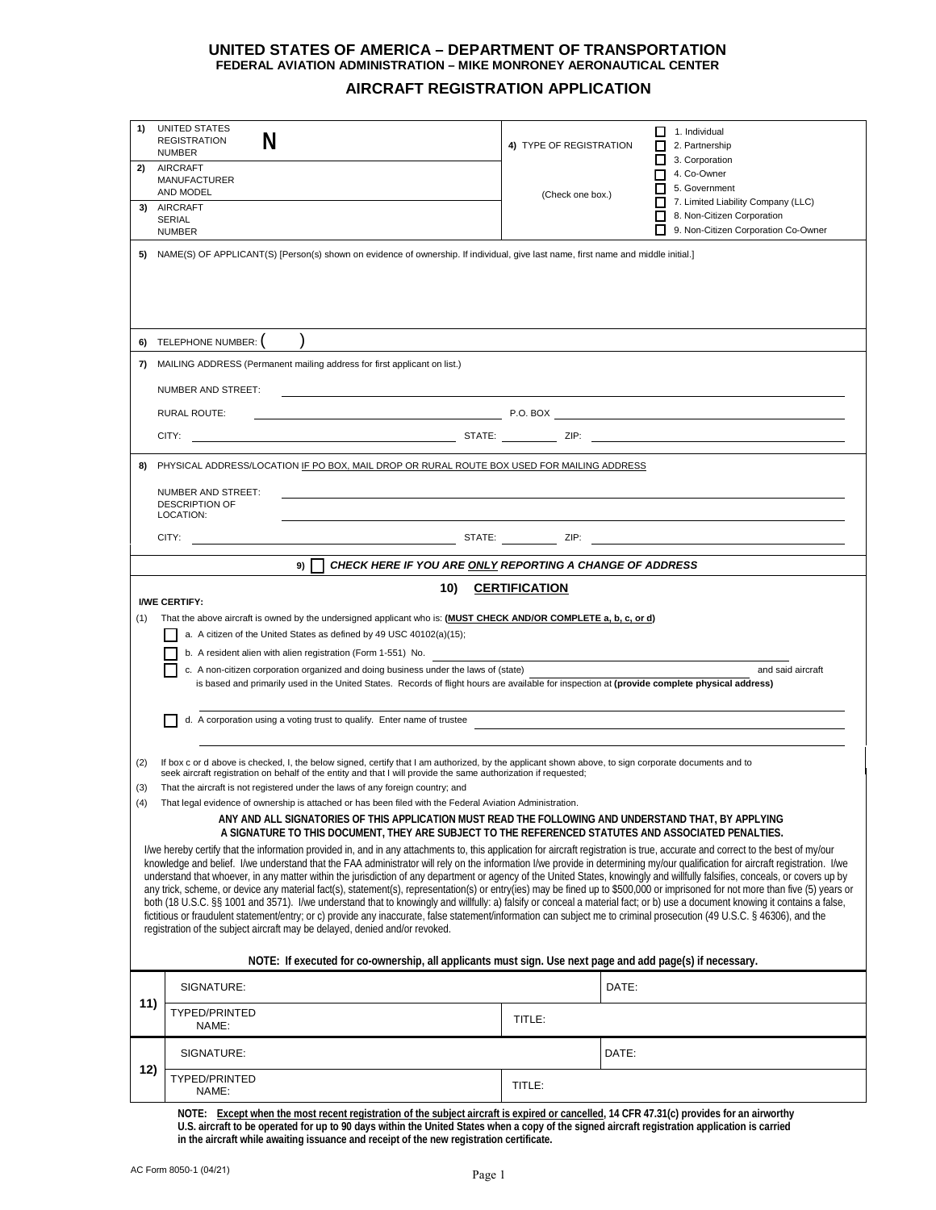# UNITED STATES OF AMERICA – DEPARTMENT OF TRANSPORTATION

**FEDERAL AVIATION ADMINISTRATION – MIKE MONRONEY AERONAUTICAL CENTER**

## AIRCRAFT REGISTRATION APPLICATION

| | | | |
|---|---|---|---|
| **1)** UNITED STATES REGISTRATION NUMBER | **N** | **4)** TYPE OF REGISTRATION (Check one box.) | ☐ 1. Individual<br>☐ 2. Partnership<br>☐ 3. Corporation<br>☐ 4. Co-Owner<br>☐ 5. Government<br>☐ 7. Limited Liability Company (LLC)<br>☐ 8. Non-Citizen Corporation<br>☐ 9. Non-Citizen Corporation Co-Owner |
| **2)** AIRCRAFT MANUFACTURER AND MODEL | | | |
| **3)** AIRCRAFT SERIAL NUMBER | | | |

**5)** NAME(S) OF APPLICANT(S) [Person(s) shown on evidence of ownership. If individual, give last name, first name and middle initial.]

**6)** TELEPHONE NUMBER: (     )

**7)** MAILING ADDRESS (Permanent mailing address for first applicant on list.)

NUMBER AND STREET: ______________________

RURAL ROUTE: ______________________ P.O. BOX ______________________

CITY: ______________________ STATE: __________ ZIP: ______________________

**8)** PHYSICAL ADDRESS/LOCATION IF PO BOX, MAIL DROP OR RURAL ROUTE BOX USED FOR MAILING ADDRESS

NUMBER AND STREET: ______________________

DESCRIPTION OF LOCATION: ______________________

CITY: ______________________ STATE: __________ ZIP: ______________________

**9)** ☐ ***CHECK HERE IF YOU ARE ONLY REPORTING A CHANGE OF ADDRESS***

### 10) CERTIFICATION

**I/WE CERTIFY:**

(1) That the above aircraft is owned by the undersigned applicant who is: **(MUST CHECK AND/OR COMPLETE a, b, c, or d)**

☐ a. A citizen of the United States as defined by 49 USC 40102(a)(15);

☐ b. A resident alien with alien registration (Form 1-551) No. ______________________

☐ c. A non-citizen corporation organized and doing business under the laws of (state) ______________________ and said aircraft is based and primarily used in the United States. Records of flight hours are available for inspection at **(provide complete physical address)**

______________________

☐ d. A corporation using a voting trust to qualify. Enter name of trustee ______________________

______________________

(2) If box c or d above is checked, I, the below signed, certify that I am authorized, by the applicant shown above, to sign corporate documents and to seek aircraft registration on behalf of the entity and that I will provide the same authorization if requested;

(3) That the aircraft is not registered under the laws of any foreign country; and

(4) That legal evidence of ownership is attached or has been filed with the Federal Aviation Administration.

**ANY AND ALL SIGNATORIES OF THIS APPLICATION MUST READ THE FOLLOWING AND UNDERSTAND THAT, BY APPLYING A SIGNATURE TO THIS DOCUMENT, THEY ARE SUBJECT TO THE REFERENCED STATUTES AND ASSOCIATED PENALTIES.**

I/we hereby certify that the information provided in, and in any attachments to, this application for aircraft registration is true, accurate and correct to the best of my/our knowledge and belief. I/we understand that the FAA administrator will rely on the information I/we provide in determining my/our qualification for aircraft registration. I/we understand that whoever, in any matter within the jurisdiction of any department or agency of the United States, knowingly and willfully falsifies, conceals, or covers up by any trick, scheme, or device any material fact(s), statement(s), representation(s) or entry(ies) may be fined up to $500,000 or imprisoned for not more than five (5) years or both (18 U.S.C. §§ 1001 and 3571). I/we understand that to knowingly and willfully: a) falsify or conceal a material fact; or b) use a document knowing it contains a false, fictitious or fraudulent statement/entry; or c) provide any inaccurate, false statement/information can subject me to criminal prosecution (49 U.S.C. § 46306), and the registration of the subject aircraft may be delayed, denied and/or revoked.

**NOTE: If executed for co-ownership, all applicants must sign. Use next page and add page(s) if necessary.**

| | | | |
|---|---|---|---|
| **11)** | SIGNATURE: | | DATE: |
| | TYPED/PRINTED NAME: | TITLE: | |
| **12)** | SIGNATURE: | | DATE: |
| | TYPED/PRINTED NAME: | TITLE: | |

**NOTE: Except when the most recent registration of the subject aircraft is expired or cancelled, 14 CFR 47.31(c) provides for an airworthy U.S. aircraft to be operated for up to 90 days within the United States when a copy of the signed aircraft registration application is carried in the aircraft while awaiting issuance and receipt of the new registration certificate.**

AC Form 8050-1 (04/21)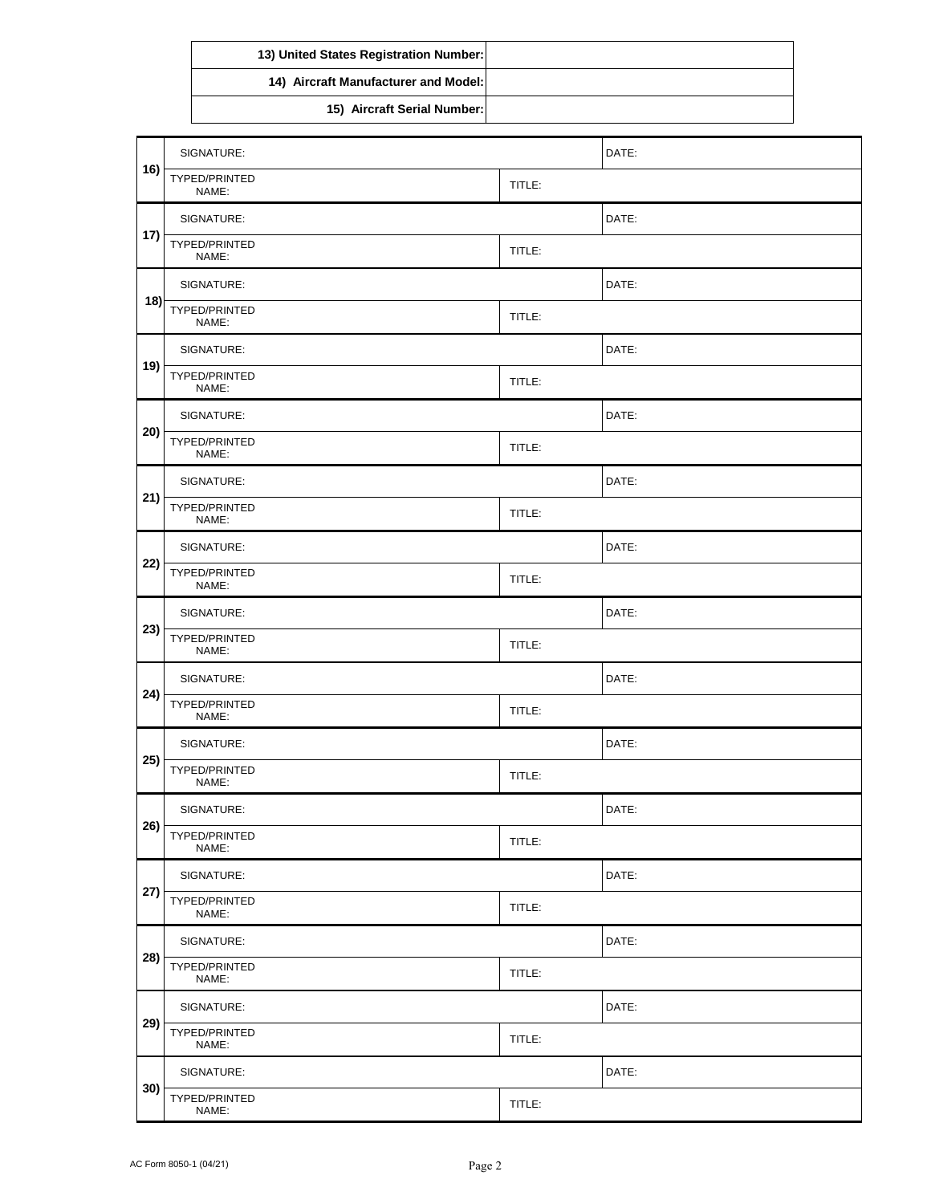| | |
|---|---|
| 13) United States Registration Number: | |
| 14) Aircraft Manufacturer and Model: | |
| 15) Aircraft Serial Number: | |

| | | | |
|---|---|---|---|
| 16) | SIGNATURE: | | DATE: |
| | TYPED/PRINTED NAME: | TITLE: | |
| 17) | SIGNATURE: | | DATE: |
| | TYPED/PRINTED NAME: | TITLE: | |
| 18) | SIGNATURE: | | DATE: |
| | TYPED/PRINTED NAME: | TITLE: | |
| 19) | SIGNATURE: | | DATE: |
| | TYPED/PRINTED NAME: | TITLE: | |
| 20) | SIGNATURE: | | DATE: |
| | TYPED/PRINTED NAME: | TITLE: | |
| 21) | SIGNATURE: | | DATE: |
| | TYPED/PRINTED NAME: | TITLE: | |
| 22) | SIGNATURE: | | DATE: |
| | TYPED/PRINTED NAME: | TITLE: | |
| 23) | SIGNATURE: | | DATE: |
| | TYPED/PRINTED NAME: | TITLE: | |
| 24) | SIGNATURE: | | DATE: |
| | TYPED/PRINTED NAME: | TITLE: | |
| 25) | SIGNATURE: | | DATE: |
| | TYPED/PRINTED NAME: | TITLE: | |
| 26) | SIGNATURE: | | DATE: |
| | TYPED/PRINTED NAME: | TITLE: | |
| 27) | SIGNATURE: | | DATE: |
| | TYPED/PRINTED NAME: | TITLE: | |
| 28) | SIGNATURE: | | DATE: |
| | TYPED/PRINTED NAME: | TITLE: | |
| 29) | SIGNATURE: | | DATE: |
| | TYPED/PRINTED NAME: | TITLE: | |
| 30) | SIGNATURE: | | DATE: |
| | TYPED/PRINTED NAME: | TITLE: | |

AC Form 8050-1 (04/21)